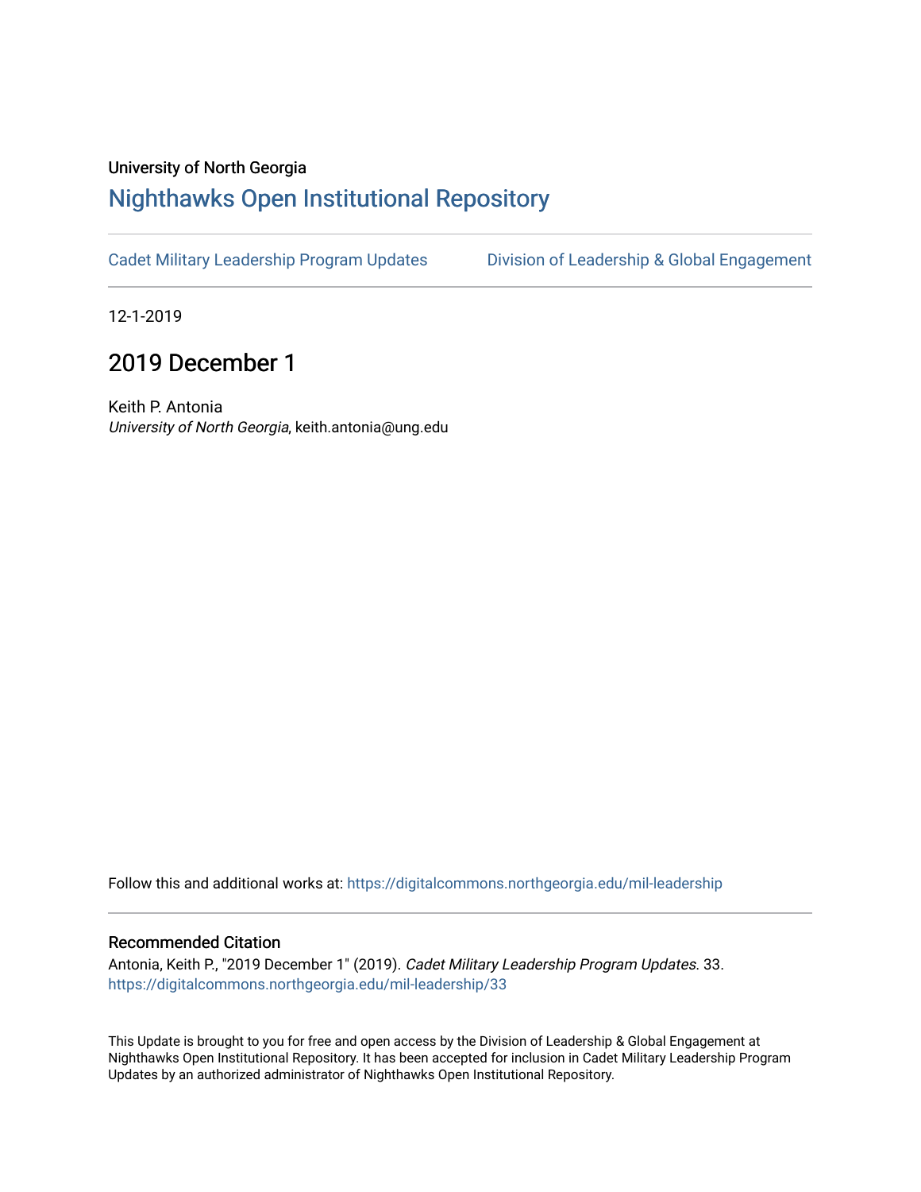University of North Georgia

# Nighthawks Open Institutional Repository

Cadet Military Leadership Program Updates    Division of Leadership & Global Engagement

12-1-2019

## 2019 December 1

Keith P. Antonia
*University of North Georgia*, keith.antonia@ung.edu

Follow this and additional works at: https://digitalcommons.northgeorgia.edu/mil-leadership

### Recommended Citation

Antonia, Keith P., "2019 December 1" (2019). *Cadet Military Leadership Program Updates*. 33.
https://digitalcommons.northgeorgia.edu/mil-leadership/33

This Update is brought to you for free and open access by the Division of Leadership & Global Engagement at Nighthawks Open Institutional Repository. It has been accepted for inclusion in Cadet Military Leadership Program Updates by an authorized administrator of Nighthawks Open Institutional Repository.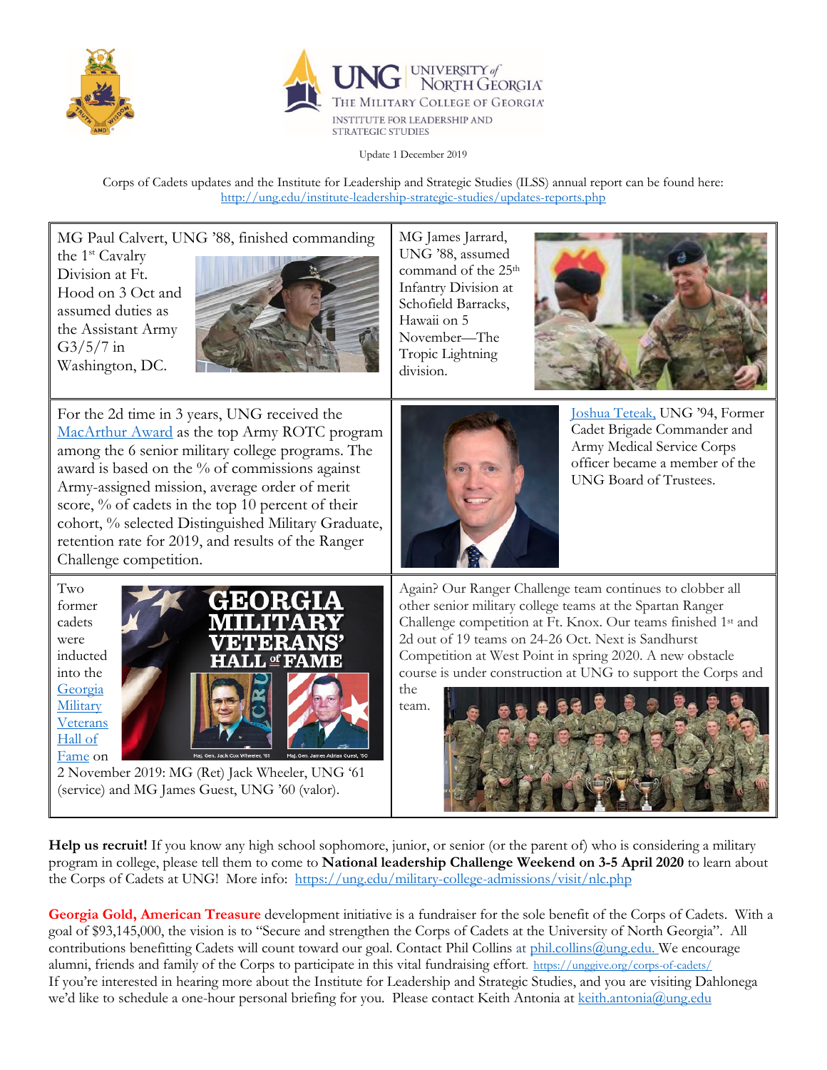Update 1 December 2019

Corps of Cadets updates and the Institute for Leadership and Strategic Studies (ILSS) annual report can be found here: http://ung.edu/institute-leadership-strategic-studies/updates-reports.php

MG Paul Calvert, UNG '88, finished commanding the 1st Cavalry Division at Ft. Hood on 3 Oct and assumed duties as the Assistant Army G3/5/7 in Washington, DC.

MG James Jarrard, UNG '88, assumed command of the 25th Infantry Division at Schofield Barracks, Hawaii on 5 November—The Tropic Lightning division.

For the 2d time in 3 years, UNG received the MacArthur Award as the top Army ROTC program among the 6 senior military college programs. The award is based on the % of commissions against Army-assigned mission, average order of merit score, % of cadets in the top 10 percent of their cohort, % selected Distinguished Military Graduate, retention rate for 2019, and results of the Ranger Challenge competition.

Joshua Teteak, UNG '94, Former Cadet Brigade Commander and Army Medical Service Corps officer became a member of the UNG Board of Trustees.

Two former cadets were inducted into the Georgia Military Veterans Hall of Fame on 2 November 2019: MG (Ret) Jack Wheeler, UNG '61 (service) and MG James Guest, UNG '60 (valor).

Again? Our Ranger Challenge team continues to clobber all other senior military college teams at the Spartan Ranger Challenge competition at Ft. Knox. Our teams finished 1st and 2d out of 19 teams on 24-26 Oct. Next is Sandhurst Competition at West Point in spring 2020. A new obstacle course is under construction at UNG to support the Corps and the team.

**Help us recruit!** If you know any high school sophomore, junior, or senior (or the parent of) who is considering a military program in college, please tell them to come to **National leadership Challenge Weekend on 3-5 April 2020** to learn about the Corps of Cadets at UNG! More info: https://ung.edu/military-college-admissions/visit/nlc.php

**Georgia Gold, American Treasure** development initiative is a fundraiser for the sole benefit of the Corps of Cadets. With a goal of $93,145,000, the vision is to "Secure and strengthen the Corps of Cadets at the University of North Georgia". All contributions benefitting Cadets will count toward our goal. Contact Phil Collins at phil.collins@ung.edu. We encourage alumni, friends and family of the Corps to participate in this vital fundraising effort. https://unggive.org/corps-of-cadets/
If you're interested in hearing more about the Institute for Leadership and Strategic Studies, and you are visiting Dahlonega we'd like to schedule a one-hour personal briefing for you. Please contact Keith Antonia at keith.antonia@ung.edu